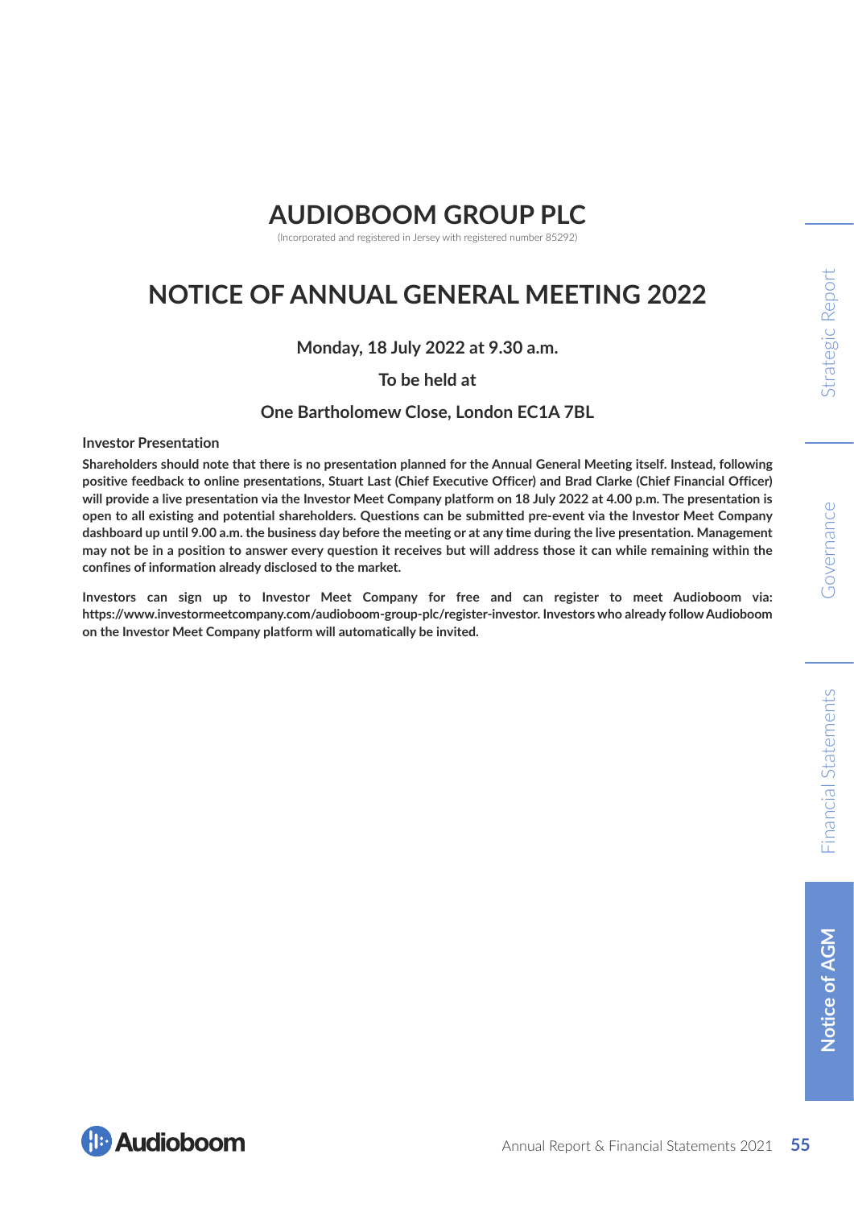# AUDIOBOOM GROUP PLC

(Incorporated and registered in Jersey with registered number 85292)

# NOTICE OF ANNUAL GENERAL MEETING 2022

**Monday, 18 July 2022 at 9.30 a.m.**

**To be held at**

**One Bartholomew Close, London EC1A 7BL**

## Investor Presentation

**Shareholders should note that there is no presentation planned for the Annual General Meeting itself. Instead, following positive feedback to online presentations, Stuart Last (Chief Executive Officer) and Brad Clarke (Chief Financial Officer) will provide a live presentation via the Investor Meet Company platform on 18 July 2022 at 4.00 p.m. The presentation is open to all existing and potential shareholders. Questions can be submitted pre-event via the Investor Meet Company dashboard up until 9.00 a.m. the business day before the meeting or at any time during the live presentation. Management may not be in a position to answer every question it receives but will address those it can while remaining within the confines of information already disclosed to the market.**

**Investors can sign up to Investor Meet Company for free and can register to meet Audioboom via: https://www.investormeetcompany.com/audioboom-group-plc/register-investor. Investors who already follow Audioboom on the Investor Meet Company platform will automatically be invited.**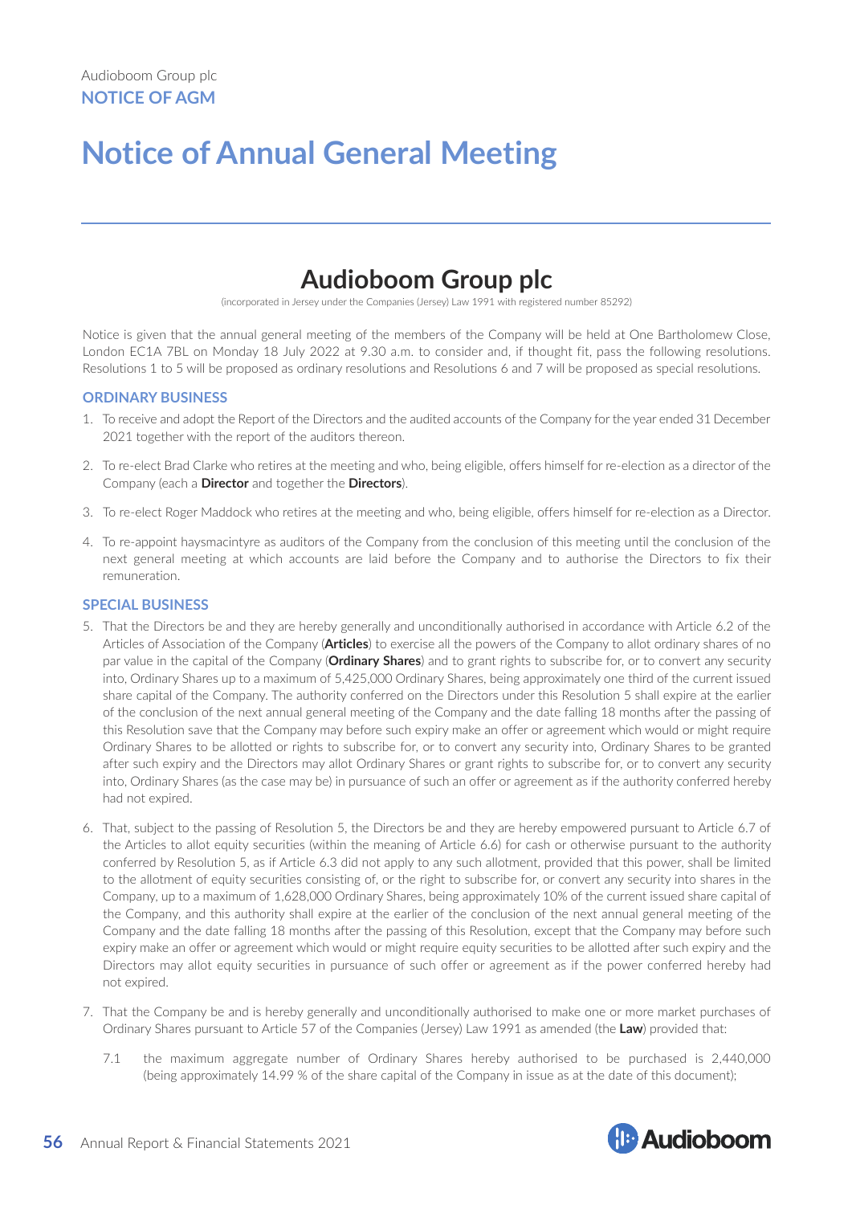# Notice of Annual General Meeting

## Audioboom Group plc

(incorporated in Jersey under the Companies (Jersey) Law 1991 with registered number 85292)

Notice is given that the annual general meeting of the members of the Company will be held at One Bartholomew Close, London EC1A 7BL on Monday 18 July 2022 at 9.30 a.m. to consider and, if thought fit, pass the following resolutions. Resolutions 1 to 5 will be proposed as ordinary resolutions and Resolutions 6 and 7 will be proposed as special resolutions.

### ORDINARY BUSINESS

1. To receive and adopt the Report of the Directors and the audited accounts of the Company for the year ended 31 December 2021 together with the report of the auditors thereon.

2. To re-elect Brad Clarke who retires at the meeting and who, being eligible, offers himself for re-election as a director of the Company (each a **Director** and together the **Directors**).

3. To re-elect Roger Maddock who retires at the meeting and who, being eligible, offers himself for re-election as a Director.

4. To re-appoint haysmacintyre as auditors of the Company from the conclusion of this meeting until the conclusion of the next general meeting at which accounts are laid before the Company and to authorise the Directors to fix their remuneration.

### SPECIAL BUSINESS

5. That the Directors be and they are hereby generally and unconditionally authorised in accordance with Article 6.2 of the Articles of Association of the Company (**Articles**) to exercise all the powers of the Company to allot ordinary shares of no par value in the capital of the Company (**Ordinary Shares**) and to grant rights to subscribe for, or to convert any security into, Ordinary Shares up to a maximum of 5,425,000 Ordinary Shares, being approximately one third of the current issued share capital of the Company. The authority conferred on the Directors under this Resolution 5 shall expire at the earlier of the conclusion of the next annual general meeting of the Company and the date falling 18 months after the passing of this Resolution save that the Company may before such expiry make an offer or agreement which would or might require Ordinary Shares to be allotted or rights to subscribe for, or to convert any security into, Ordinary Shares to be granted after such expiry and the Directors may allot Ordinary Shares or grant rights to subscribe for, or to convert any security into, Ordinary Shares (as the case may be) in pursuance of such an offer or agreement as if the authority conferred hereby had not expired.

6. That, subject to the passing of Resolution 5, the Directors be and they are hereby empowered pursuant to Article 6.7 of the Articles to allot equity securities (within the meaning of Article 6.6) for cash or otherwise pursuant to the authority conferred by Resolution 5, as if Article 6.3 did not apply to any such allotment, provided that this power, shall be limited to the allotment of equity securities consisting of, or the right to subscribe for, or convert any security into shares in the Company, up to a maximum of 1,628,000 Ordinary Shares, being approximately 10% of the current issued share capital of the Company, and this authority shall expire at the earlier of the conclusion of the next annual general meeting of the Company and the date falling 18 months after the passing of this Resolution, except that the Company may before such expiry make an offer or agreement which would or might require equity securities to be allotted after such expiry and the Directors may allot equity securities in pursuance of such offer or agreement as if the power conferred hereby had not expired.

7. That the Company be and is hereby generally and unconditionally authorised to make one or more market purchases of Ordinary Shares pursuant to Article 57 of the Companies (Jersey) Law 1991 as amended (the **Law**) provided that:

   7.1 the maximum aggregate number of Ordinary Shares hereby authorised to be purchased is 2,440,000 (being approximately 14.99 % of the share capital of the Company in issue as at the date of this document);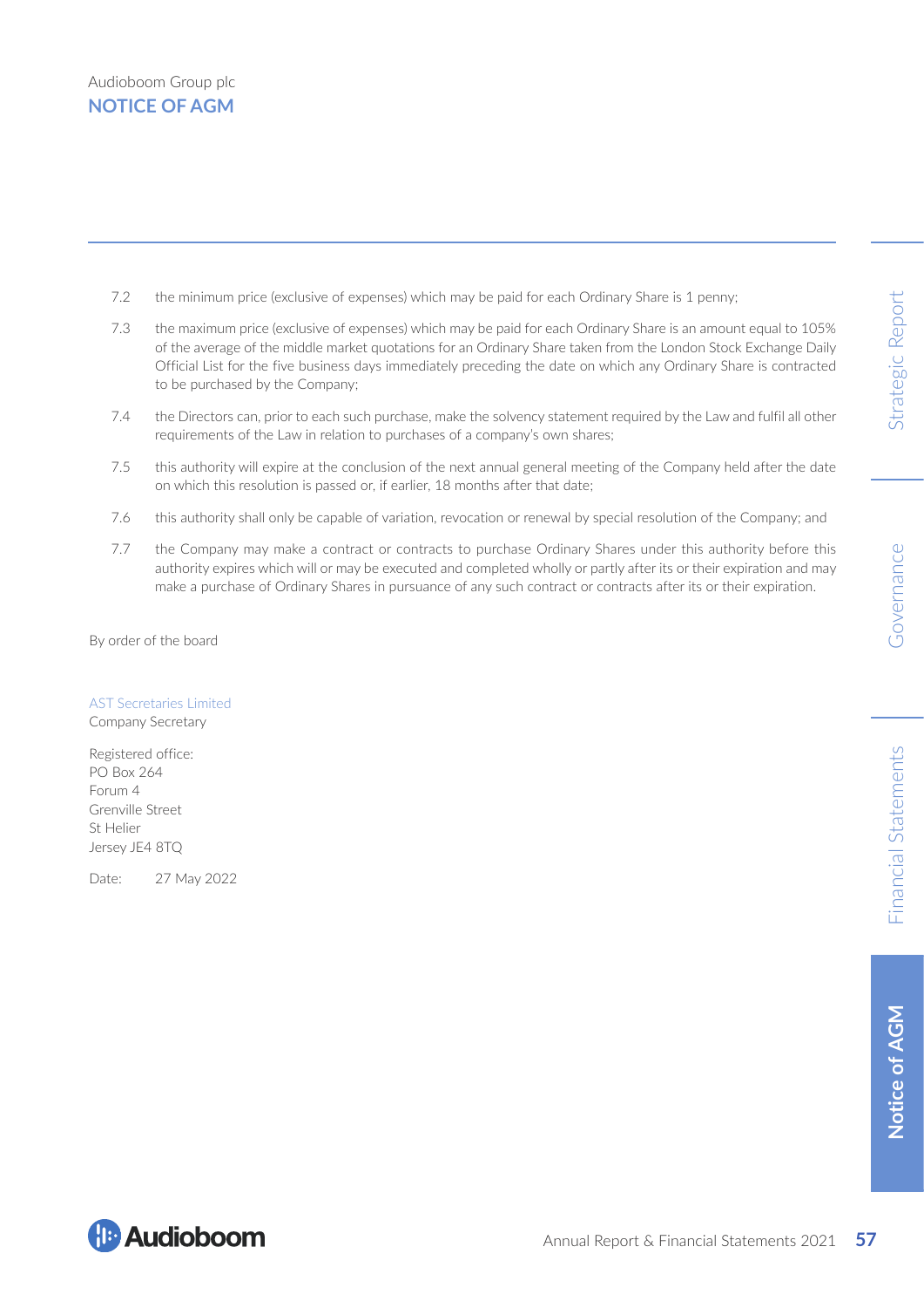7.2 the minimum price (exclusive of expenses) which may be paid for each Ordinary Share is 1 penny;

7.3 the maximum price (exclusive of expenses) which may be paid for each Ordinary Share is an amount equal to 105% of the average of the middle market quotations for an Ordinary Share taken from the London Stock Exchange Daily Official List for the five business days immediately preceding the date on which any Ordinary Share is contracted to be purchased by the Company;

7.4 the Directors can, prior to each such purchase, make the solvency statement required by the Law and fulfil all other requirements of the Law in relation to purchases of a company's own shares;

7.5 this authority will expire at the conclusion of the next annual general meeting of the Company held after the date on which this resolution is passed or, if earlier, 18 months after that date;

7.6 this authority shall only be capable of variation, revocation or renewal by special resolution of the Company; and

7.7 the Company may make a contract or contracts to purchase Ordinary Shares under this authority before this authority expires which will or may be executed and completed wholly or partly after its or their expiration and may make a purchase of Ordinary Shares in pursuance of any such contract or contracts after its or their expiration.

By order of the board

AST Secretaries Limited
Company Secretary

Registered office:
PO Box 264
Forum 4
Grenville Street
St Helier
Jersey JE4 8TQ

Date: 27 May 2022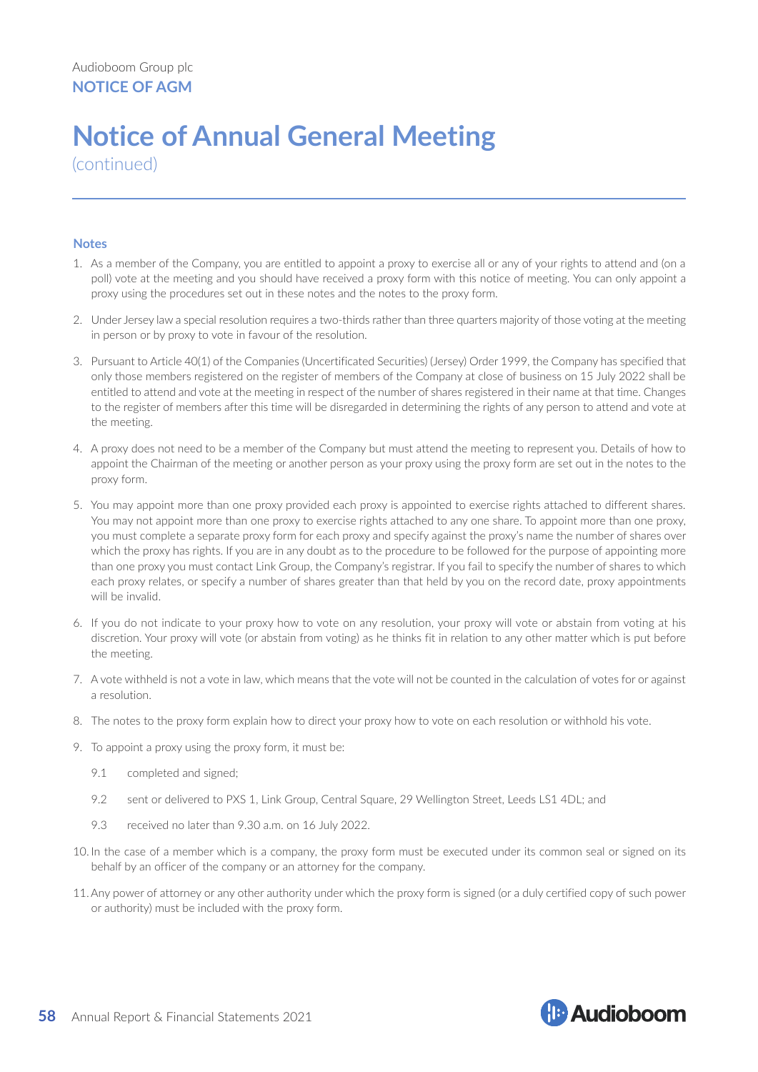Audioboom Group plc
**NOTICE OF AGM**

# Notice of Annual General Meeting

(continued)

### Notes

1. As a member of the Company, you are entitled to appoint a proxy to exercise all or any of your rights to attend and (on a poll) vote at the meeting and you should have received a proxy form with this notice of meeting. You can only appoint a proxy using the procedures set out in these notes and the notes to the proxy form.

2. Under Jersey law a special resolution requires a two-thirds rather than three quarters majority of those voting at the meeting in person or by proxy to vote in favour of the resolution.

3. Pursuant to Article 40(1) of the Companies (Uncertificated Securities) (Jersey) Order 1999, the Company has specified that only those members registered on the register of members of the Company at close of business on 15 July 2022 shall be entitled to attend and vote at the meeting in respect of the number of shares registered in their name at that time. Changes to the register of members after this time will be disregarded in determining the rights of any person to attend and vote at the meeting.

4. A proxy does not need to be a member of the Company but must attend the meeting to represent you. Details of how to appoint the Chairman of the meeting or another person as your proxy using the proxy form are set out in the notes to the proxy form.

5. You may appoint more than one proxy provided each proxy is appointed to exercise rights attached to different shares. You may not appoint more than one proxy to exercise rights attached to any one share. To appoint more than one proxy, you must complete a separate proxy form for each proxy and specify against the proxy's name the number of shares over which the proxy has rights. If you are in any doubt as to the procedure to be followed for the purpose of appointing more than one proxy you must contact Link Group, the Company's registrar. If you fail to specify the number of shares to which each proxy relates, or specify a number of shares greater than that held by you on the record date, proxy appointments will be invalid.

6. If you do not indicate to your proxy how to vote on any resolution, your proxy will vote or abstain from voting at his discretion. Your proxy will vote (or abstain from voting) as he thinks fit in relation to any other matter which is put before the meeting.

7. A vote withheld is not a vote in law, which means that the vote will not be counted in the calculation of votes for or against a resolution.

8. The notes to the proxy form explain how to direct your proxy how to vote on each resolution or withhold his vote.

9. To appoint a proxy using the proxy form, it must be:

   9.1 completed and signed;

   9.2 sent or delivered to PXS 1, Link Group, Central Square, 29 Wellington Street, Leeds LS1 4DL; and

   9.3 received no later than 9.30 a.m. on 16 July 2022.

10. In the case of a member which is a company, the proxy form must be executed under its common seal or signed on its behalf by an officer of the company or an attorney for the company.

11. Any power of attorney or any other authority under which the proxy form is signed (or a duly certified copy of such power or authority) must be included with the proxy form.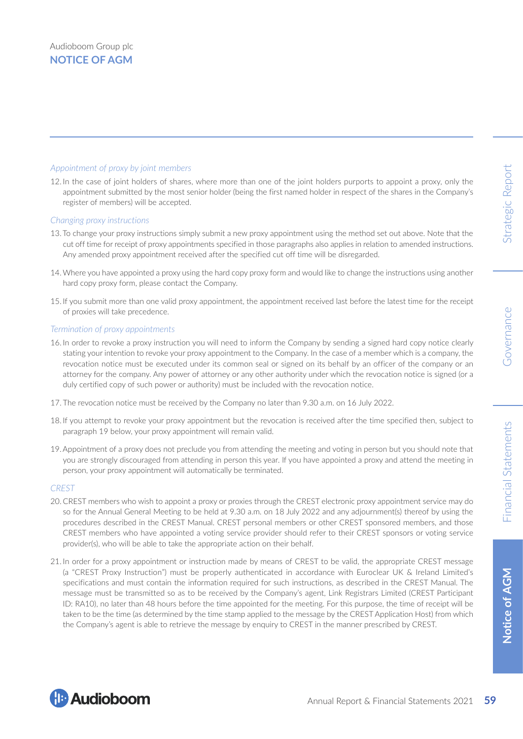*Appointment of proxy by joint members*

12. In the case of joint holders of shares, where more than one of the joint holders purports to appoint a proxy, only the appointment submitted by the most senior holder (being the first named holder in respect of the shares in the Company's register of members) will be accepted.

*Changing proxy instructions*

13. To change your proxy instructions simply submit a new proxy appointment using the method set out above. Note that the cut off time for receipt of proxy appointments specified in those paragraphs also applies in relation to amended instructions. Any amended proxy appointment received after the specified cut off time will be disregarded.

14. Where you have appointed a proxy using the hard copy proxy form and would like to change the instructions using another hard copy proxy form, please contact the Company.

15. If you submit more than one valid proxy appointment, the appointment received last before the latest time for the receipt of proxies will take precedence.

*Termination of proxy appointments*

16. In order to revoke a proxy instruction you will need to inform the Company by sending a signed hard copy notice clearly stating your intention to revoke your proxy appointment to the Company. In the case of a member which is a company, the revocation notice must be executed under its common seal or signed on its behalf by an officer of the company or an attorney for the company. Any power of attorney or any other authority under which the revocation notice is signed (or a duly certified copy of such power or authority) must be included with the revocation notice.

17. The revocation notice must be received by the Company no later than 9.30 a.m. on 16 July 2022.

18. If you attempt to revoke your proxy appointment but the revocation is received after the time specified then, subject to paragraph 19 below, your proxy appointment will remain valid.

19. Appointment of a proxy does not preclude you from attending the meeting and voting in person but you should note that you are strongly discouraged from attending in person this year. If you have appointed a proxy and attend the meeting in person, your proxy appointment will automatically be terminated.

*CREST*

20. CREST members who wish to appoint a proxy or proxies through the CREST electronic proxy appointment service may do so for the Annual General Meeting to be held at 9.30 a.m. on 18 July 2022 and any adjournment(s) thereof by using the procedures described in the CREST Manual. CREST personal members or other CREST sponsored members, and those CREST members who have appointed a voting service provider should refer to their CREST sponsors or voting service provider(s), who will be able to take the appropriate action on their behalf.

21. In order for a proxy appointment or instruction made by means of CREST to be valid, the appropriate CREST message (a "CREST Proxy Instruction") must be properly authenticated in accordance with Euroclear UK & Ireland Limited's specifications and must contain the information required for such instructions, as described in the CREST Manual. The message must be transmitted so as to be received by the Company's agent, Link Registrars Limited (CREST Participant ID: RA10), no later than 48 hours before the time appointed for the meeting. For this purpose, the time of receipt will be taken to be the time (as determined by the time stamp applied to the message by the CREST Application Host) from which the Company's agent is able to retrieve the message by enquiry to CREST in the manner prescribed by CREST.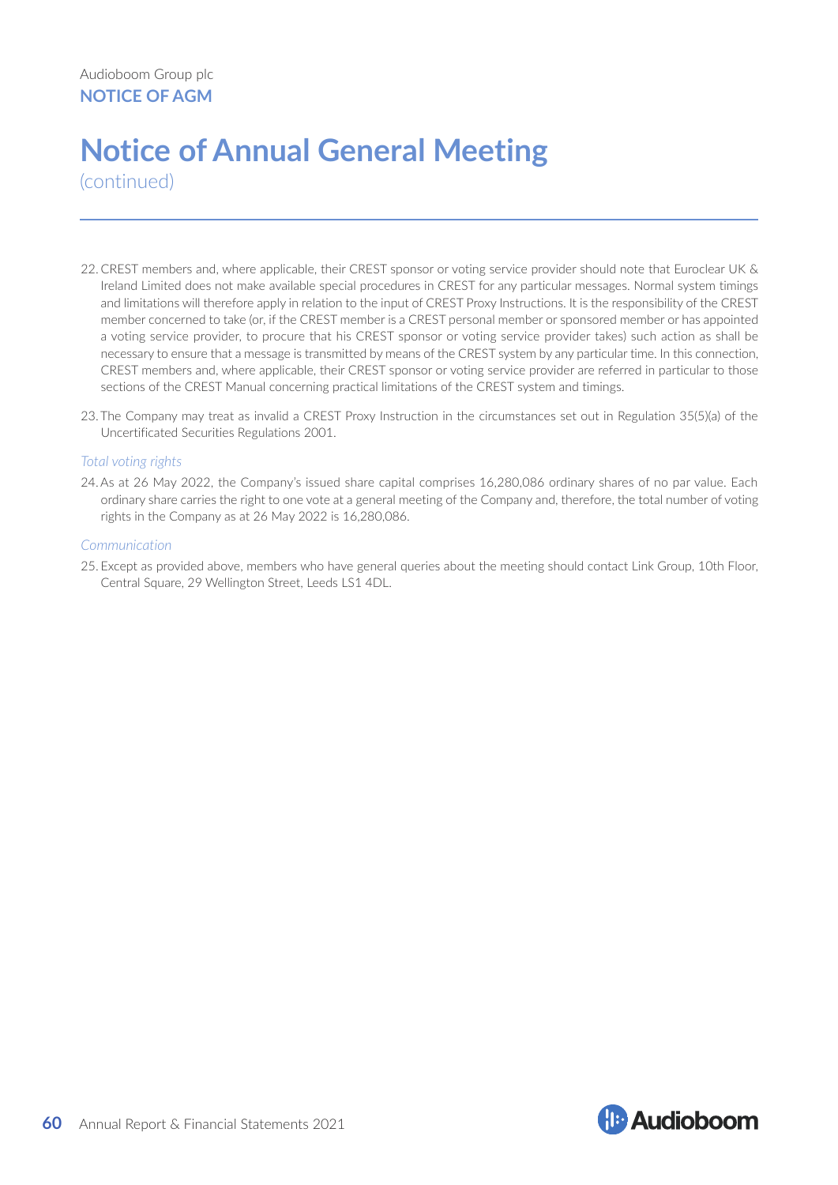# Notice of Annual General Meeting

(continued)

22. CREST members and, where applicable, their CREST sponsor or voting service provider should note that Euroclear UK & Ireland Limited does not make available special procedures in CREST for any particular messages. Normal system timings and limitations will therefore apply in relation to the input of CREST Proxy Instructions. It is the responsibility of the CREST member concerned to take (or, if the CREST member is a CREST personal member or sponsored member or has appointed a voting service provider, to procure that his CREST sponsor or voting service provider takes) such action as shall be necessary to ensure that a message is transmitted by means of the CREST system by any particular time. In this connection, CREST members and, where applicable, their CREST sponsor or voting service provider are referred in particular to those sections of the CREST Manual concerning practical limitations of the CREST system and timings.

23. The Company may treat as invalid a CREST Proxy Instruction in the circumstances set out in Regulation 35(5)(a) of the Uncertificated Securities Regulations 2001.

*Total voting rights*

24. As at 26 May 2022, the Company's issued share capital comprises 16,280,086 ordinary shares of no par value. Each ordinary share carries the right to one vote at a general meeting of the Company and, therefore, the total number of voting rights in the Company as at 26 May 2022 is 16,280,086.

*Communication*

25. Except as provided above, members who have general queries about the meeting should contact Link Group, 10th Floor, Central Square, 29 Wellington Street, Leeds LS1 4DL.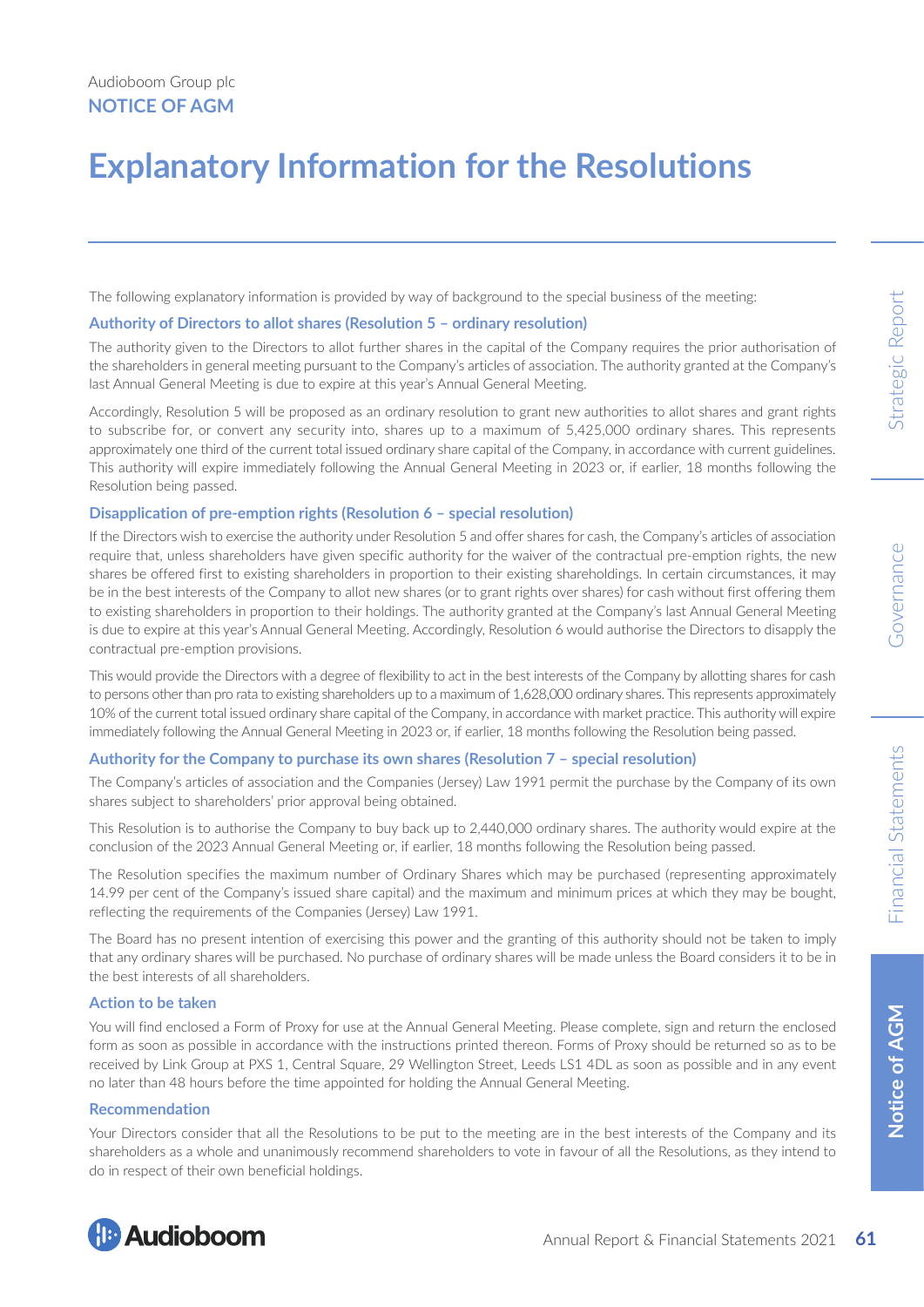# Explanatory Information for the Resolutions

The following explanatory information is provided by way of background to the special business of the meeting:

### Authority of Directors to allot shares (Resolution 5 – ordinary resolution)

The authority given to the Directors to allot further shares in the capital of the Company requires the prior authorisation of the shareholders in general meeting pursuant to the Company's articles of association. The authority granted at the Company's last Annual General Meeting is due to expire at this year's Annual General Meeting.

Accordingly, Resolution 5 will be proposed as an ordinary resolution to grant new authorities to allot shares and grant rights to subscribe for, or convert any security into, shares up to a maximum of 5,425,000 ordinary shares. This represents approximately one third of the current total issued ordinary share capital of the Company, in accordance with current guidelines. This authority will expire immediately following the Annual General Meeting in 2023 or, if earlier, 18 months following the Resolution being passed.

### Disapplication of pre-emption rights (Resolution 6 – special resolution)

If the Directors wish to exercise the authority under Resolution 5 and offer shares for cash, the Company's articles of association require that, unless shareholders have given specific authority for the waiver of the contractual pre-emption rights, the new shares be offered first to existing shareholders in proportion to their existing shareholdings. In certain circumstances, it may be in the best interests of the Company to allot new shares (or to grant rights over shares) for cash without first offering them to existing shareholders in proportion to their holdings. The authority granted at the Company's last Annual General Meeting is due to expire at this year's Annual General Meeting. Accordingly, Resolution 6 would authorise the Directors to disapply the contractual pre-emption provisions.

This would provide the Directors with a degree of flexibility to act in the best interests of the Company by allotting shares for cash to persons other than pro rata to existing shareholders up to a maximum of 1,628,000 ordinary shares. This represents approximately 10% of the current total issued ordinary share capital of the Company, in accordance with market practice. This authority will expire immediately following the Annual General Meeting in 2023 or, if earlier, 18 months following the Resolution being passed.

### Authority for the Company to purchase its own shares (Resolution 7 – special resolution)

The Company's articles of association and the Companies (Jersey) Law 1991 permit the purchase by the Company of its own shares subject to shareholders' prior approval being obtained.

This Resolution is to authorise the Company to buy back up to 2,440,000 ordinary shares. The authority would expire at the conclusion of the 2023 Annual General Meeting or, if earlier, 18 months following the Resolution being passed.

The Resolution specifies the maximum number of Ordinary Shares which may be purchased (representing approximately 14.99 per cent of the Company's issued share capital) and the maximum and minimum prices at which they may be bought, reflecting the requirements of the Companies (Jersey) Law 1991.

The Board has no present intention of exercising this power and the granting of this authority should not be taken to imply that any ordinary shares will be purchased. No purchase of ordinary shares will be made unless the Board considers it to be in the best interests of all shareholders.

### Action to be taken

You will find enclosed a Form of Proxy for use at the Annual General Meeting. Please complete, sign and return the enclosed form as soon as possible in accordance with the instructions printed thereon. Forms of Proxy should be returned so as to be received by Link Group at PXS 1, Central Square, 29 Wellington Street, Leeds LS1 4DL as soon as possible and in any event no later than 48 hours before the time appointed for holding the Annual General Meeting.

### Recommendation

Your Directors consider that all the Resolutions to be put to the meeting are in the best interests of the Company and its shareholders as a whole and unanimously recommend shareholders to vote in favour of all the Resolutions, as they intend to do in respect of their own beneficial holdings.